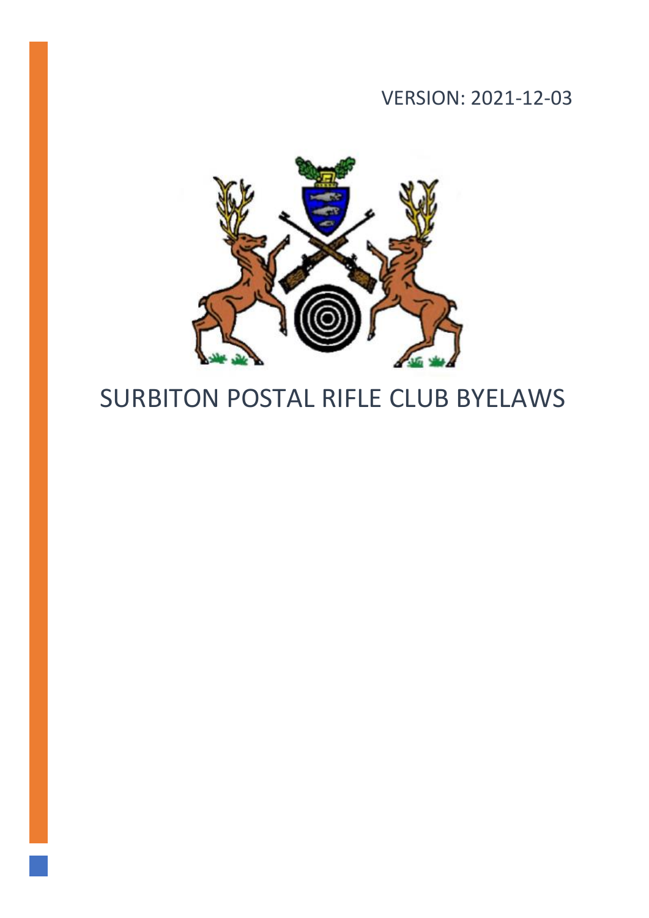VERSION: 2021-12-03

# SURBITON POSTAL RIFLE CLUB BYELAWS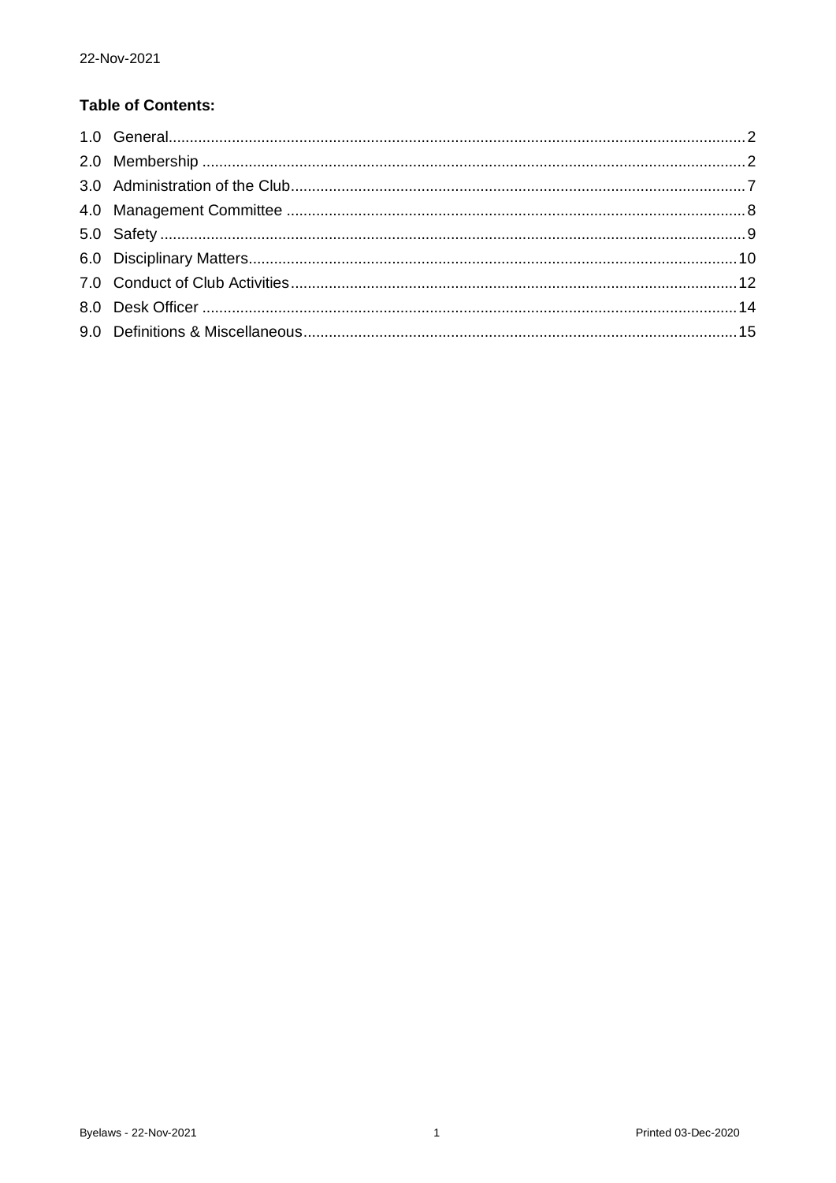22-Nov-2021

**Table of Contents:**

1.0 General........................................................................................................................................2
2.0 Membership ................................................................................................................................2
3.0 Administration of the Club...........................................................................................................7
4.0 Management Committee ............................................................................................................8
5.0 Safety ..........................................................................................................................................9
6.0 Disciplinary Matters....................................................................................................................10
7.0 Conduct of Club Activities..........................................................................................................12
8.0 Desk Officer ..............................................................................................................................14
9.0 Definitions & Miscellaneous.......................................................................................................15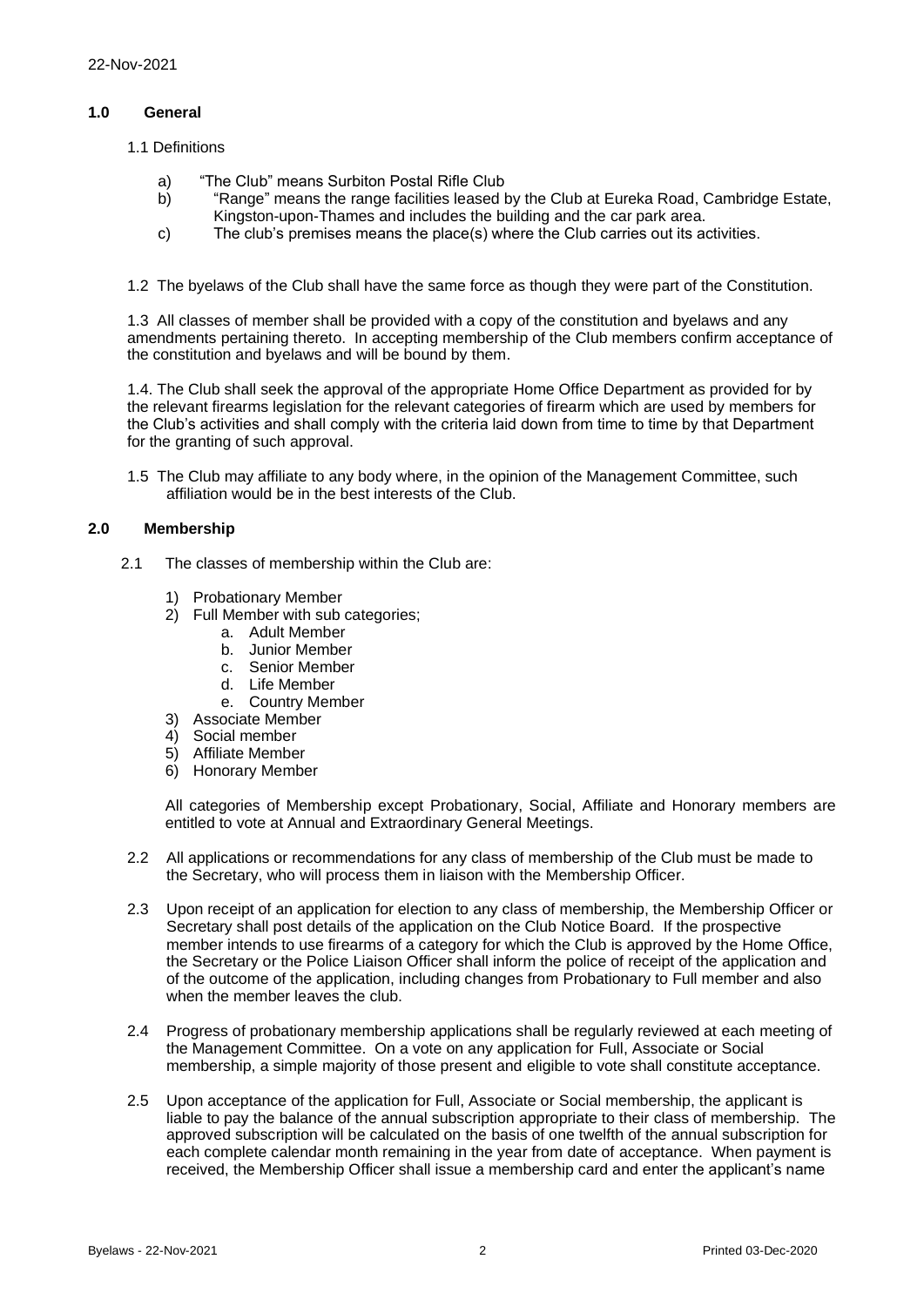## 1.0 General

1.1 Definitions

a) "The Club" means Surbiton Postal Rifle Club
b) "Range" means the range facilities leased by the Club at Eureka Road, Cambridge Estate, Kingston-upon-Thames and includes the building and the car park area.
c) The club's premises means the place(s) where the Club carries out its activities.

1.2 The byelaws of the Club shall have the same force as though they were part of the Constitution.

1.3 All classes of member shall be provided with a copy of the constitution and byelaws and any amendments pertaining thereto. In accepting membership of the Club members confirm acceptance of the constitution and byelaws and will be bound by them.

1.4. The Club shall seek the approval of the appropriate Home Office Department as provided for by the relevant firearms legislation for the relevant categories of firearm which are used by members for the Club's activities and shall comply with the criteria laid down from time to time by that Department for the granting of such approval.

1.5 The Club may affiliate to any body where, in the opinion of the Management Committee, such affiliation would be in the best interests of the Club.

## 2.0 Membership

2.1 The classes of membership within the Club are:

1) Probationary Member
2) Full Member with sub categories;
    a. Adult Member
    b. Junior Member
    c. Senior Member
    d. Life Member
    e. Country Member
3) Associate Member
4) Social member
5) Affiliate Member
6) Honorary Member

All categories of Membership except Probationary, Social, Affiliate and Honorary members are entitled to vote at Annual and Extraordinary General Meetings.

2.2 All applications or recommendations for any class of membership of the Club must be made to the Secretary, who will process them in liaison with the Membership Officer.

2.3 Upon receipt of an application for election to any class of membership, the Membership Officer or Secretary shall post details of the application on the Club Notice Board. If the prospective member intends to use firearms of a category for which the Club is approved by the Home Office, the Secretary or the Police Liaison Officer shall inform the police of receipt of the application and of the outcome of the application, including changes from Probationary to Full member and also when the member leaves the club.

2.4 Progress of probationary membership applications shall be regularly reviewed at each meeting of the Management Committee. On a vote on any application for Full, Associate or Social membership, a simple majority of those present and eligible to vote shall constitute acceptance.

2.5 Upon acceptance of the application for Full, Associate or Social membership, the applicant is liable to pay the balance of the annual subscription appropriate to their class of membership. The approved subscription will be calculated on the basis of one twelfth of the annual subscription for each complete calendar month remaining in the year from date of acceptance. When payment is received, the Membership Officer shall issue a membership card and enter the applicant's name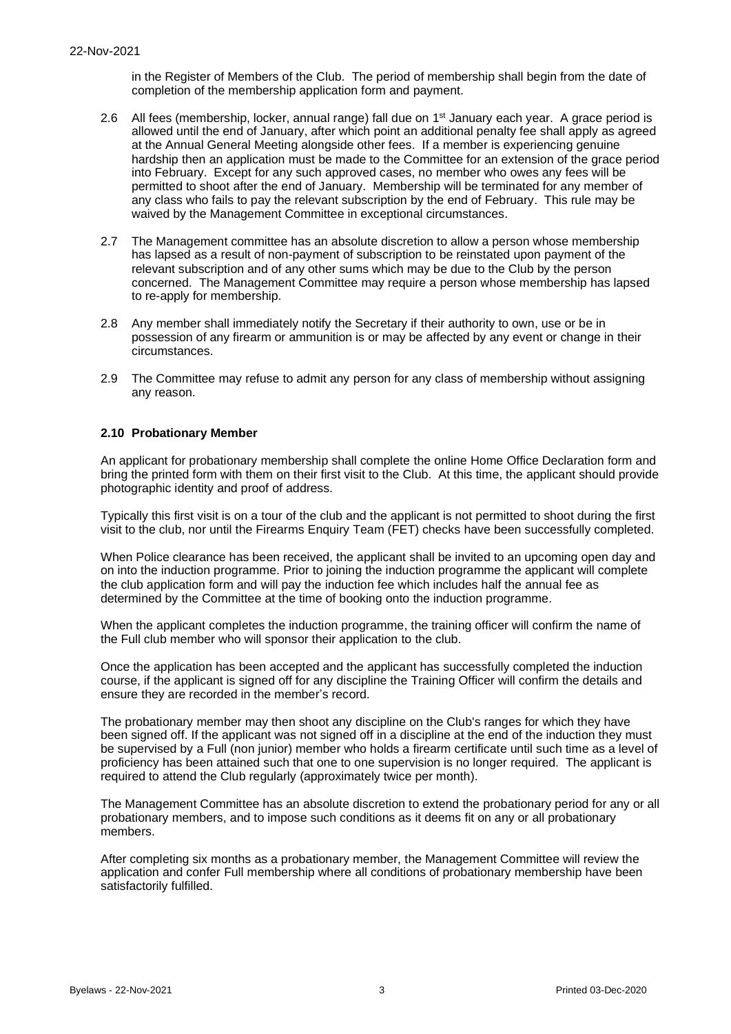in the Register of Members of the Club. The period of membership shall begin from the date of completion of the membership application form and payment.

2.6 All fees (membership, locker, annual range) fall due on 1st January each year. A grace period is allowed until the end of January, after which point an additional penalty fee shall apply as agreed at the Annual General Meeting alongside other fees. If a member is experiencing genuine hardship then an application must be made to the Committee for an extension of the grace period into February. Except for any such approved cases, no member who owes any fees will be permitted to shoot after the end of January. Membership will be terminated for any member of any class who fails to pay the relevant subscription by the end of February. This rule may be waived by the Management Committee in exceptional circumstances.

2.7 The Management committee has an absolute discretion to allow a person whose membership has lapsed as a result of non-payment of subscription to be reinstated upon payment of the relevant subscription and of any other sums which may be due to the Club by the person concerned. The Management Committee may require a person whose membership has lapsed to re-apply for membership.

2.8 Any member shall immediately notify the Secretary if their authority to own, use or be in possession of any firearm or ammunition is or may be affected by any event or change in their circumstances.

2.9 The Committee may refuse to admit any person for any class of membership without assigning any reason.

### 2.10 Probationary Member

An applicant for probationary membership shall complete the online Home Office Declaration form and bring the printed form with them on their first visit to the Club. At this time, the applicant should provide photographic identity and proof of address.

Typically this first visit is on a tour of the club and the applicant is not permitted to shoot during the first visit to the club, nor until the Firearms Enquiry Team (FET) checks have been successfully completed.

When Police clearance has been received, the applicant shall be invited to an upcoming open day and on into the induction programme. Prior to joining the induction programme the applicant will complete the club application form and will pay the induction fee which includes half the annual fee as determined by the Committee at the time of booking onto the induction programme.

When the applicant completes the induction programme, the training officer will confirm the name of the Full club member who will sponsor their application to the club.

Once the application has been accepted and the applicant has successfully completed the induction course, if the applicant is signed off for any discipline the Training Officer will confirm the details and ensure they are recorded in the member's record.

The probationary member may then shoot any discipline on the Club's ranges for which they have been signed off. If the applicant was not signed off in a discipline at the end of the induction they must be supervised by a Full (non junior) member who holds a firearm certificate until such time as a level of proficiency has been attained such that one to one supervision is no longer required. The applicant is required to attend the Club regularly (approximately twice per month).

The Management Committee has an absolute discretion to extend the probationary period for any or all probationary members, and to impose such conditions as it deems fit on any or all probationary members.

After completing six months as a probationary member, the Management Committee will review the application and confer Full membership where all conditions of probationary membership have been satisfactorily fulfilled.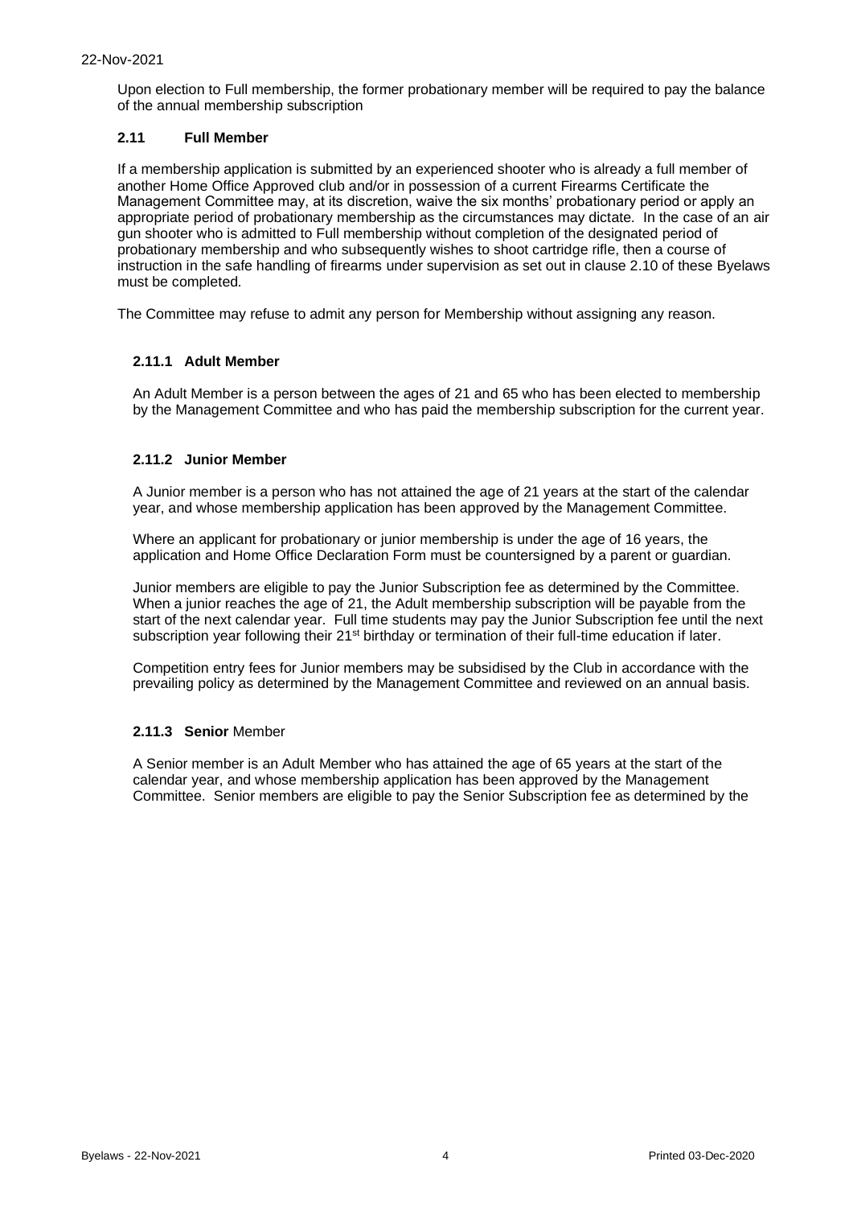Upon election to Full membership, the former probationary member will be required to pay the balance of the annual membership subscription

### 2.11 Full Member

If a membership application is submitted by an experienced shooter who is already a full member of another Home Office Approved club and/or in possession of a current Firearms Certificate the Management Committee may, at its discretion, waive the six months' probationary period or apply an appropriate period of probationary membership as the circumstances may dictate. In the case of an air gun shooter who is admitted to Full membership without completion of the designated period of probationary membership and who subsequently wishes to shoot cartridge rifle, then a course of instruction in the safe handling of firearms under supervision as set out in clause 2.10 of these Byelaws must be completed.

The Committee may refuse to admit any person for Membership without assigning any reason.

#### 2.11.1 Adult Member

An Adult Member is a person between the ages of 21 and 65 who has been elected to membership by the Management Committee and who has paid the membership subscription for the current year.

#### 2.11.2 Junior Member

A Junior member is a person who has not attained the age of 21 years at the start of the calendar year, and whose membership application has been approved by the Management Committee.

Where an applicant for probationary or junior membership is under the age of 16 years, the application and Home Office Declaration Form must be countersigned by a parent or guardian.

Junior members are eligible to pay the Junior Subscription fee as determined by the Committee. When a junior reaches the age of 21, the Adult membership subscription will be payable from the start of the next calendar year. Full time students may pay the Junior Subscription fee until the next subscription year following their 21st birthday or termination of their full-time education if later.

Competition entry fees for Junior members may be subsidised by the Club in accordance with the prevailing policy as determined by the Management Committee and reviewed on an annual basis.

#### 2.11.3 **Senior** Member

A Senior member is an Adult Member who has attained the age of 65 years at the start of the calendar year, and whose membership application has been approved by the Management Committee. Senior members are eligible to pay the Senior Subscription fee as determined by the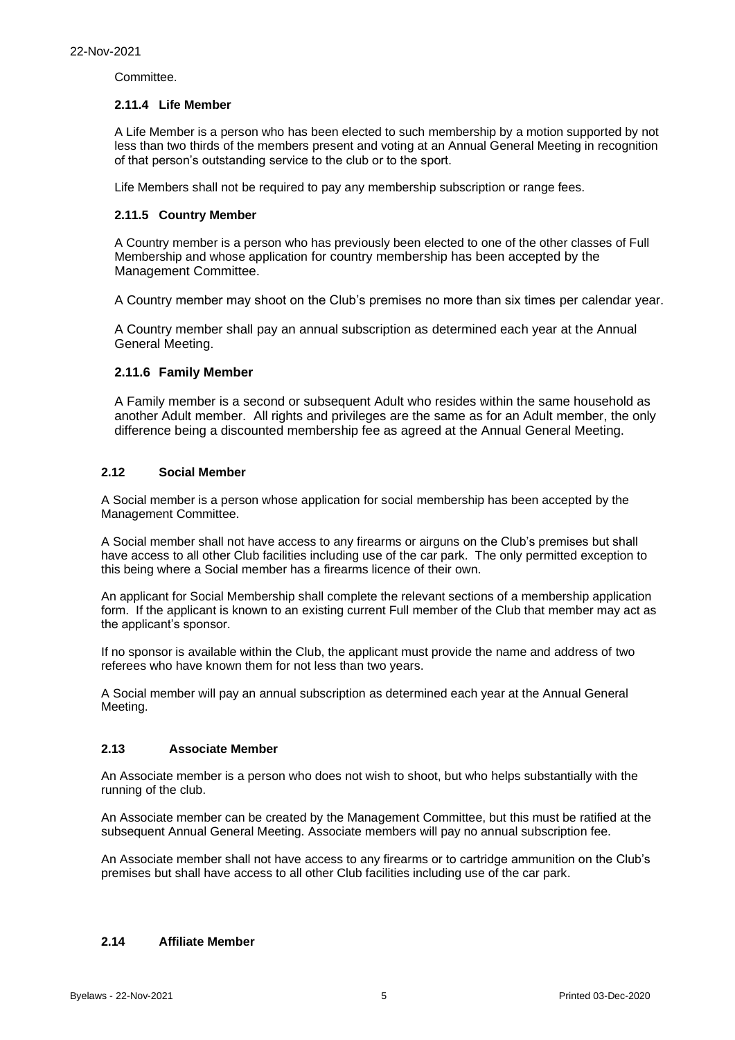Committee.

### 2.11.4 Life Member

A Life Member is a person who has been elected to such membership by a motion supported by not less than two thirds of the members present and voting at an Annual General Meeting in recognition of that person's outstanding service to the club or to the sport.

Life Members shall not be required to pay any membership subscription or range fees.

### 2.11.5 Country Member

A Country member is a person who has previously been elected to one of the other classes of Full Membership and whose application for country membership has been accepted by the Management Committee.

A Country member may shoot on the Club's premises no more than six times per calendar year.

A Country member shall pay an annual subscription as determined each year at the Annual General Meeting.

### 2.11.6 Family Member

A Family member is a second or subsequent Adult who resides within the same household as another Adult member. All rights and privileges are the same as for an Adult member, the only difference being a discounted membership fee as agreed at the Annual General Meeting.

## 2.12 Social Member

A Social member is a person whose application for social membership has been accepted by the Management Committee.

A Social member shall not have access to any firearms or airguns on the Club's premises but shall have access to all other Club facilities including use of the car park. The only permitted exception to this being where a Social member has a firearms licence of their own.

An applicant for Social Membership shall complete the relevant sections of a membership application form. If the applicant is known to an existing current Full member of the Club that member may act as the applicant's sponsor.

If no sponsor is available within the Club, the applicant must provide the name and address of two referees who have known them for not less than two years.

A Social member will pay an annual subscription as determined each year at the Annual General Meeting.

## 2.13 Associate Member

An Associate member is a person who does not wish to shoot, but who helps substantially with the running of the club.

An Associate member can be created by the Management Committee, but this must be ratified at the subsequent Annual General Meeting. Associate members will pay no annual subscription fee.

An Associate member shall not have access to any firearms or to cartridge ammunition on the Club's premises but shall have access to all other Club facilities including use of the car park.

## 2.14 Affiliate Member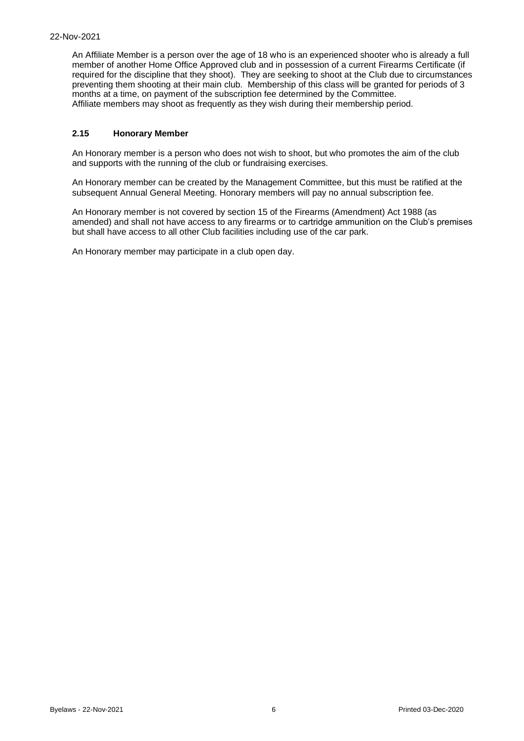An Affiliate Member is a person over the age of 18 who is an experienced shooter who is already a full member of another Home Office Approved club and in possession of a current Firearms Certificate (if required for the discipline that they shoot). They are seeking to shoot at the Club due to circumstances preventing them shooting at their main club. Membership of this class will be granted for periods of 3 months at a time, on payment of the subscription fee determined by the Committee.
Affiliate members may shoot as frequently as they wish during their membership period.

### 2.15 Honorary Member

An Honorary member is a person who does not wish to shoot, but who promotes the aim of the club and supports with the running of the club or fundraising exercises.

An Honorary member can be created by the Management Committee, but this must be ratified at the subsequent Annual General Meeting. Honorary members will pay no annual subscription fee.

An Honorary member is not covered by section 15 of the Firearms (Amendment) Act 1988 (as amended) and shall not have access to any firearms or to cartridge ammunition on the Club's premises but shall have access to all other Club facilities including use of the car park.

An Honorary member may participate in a club open day.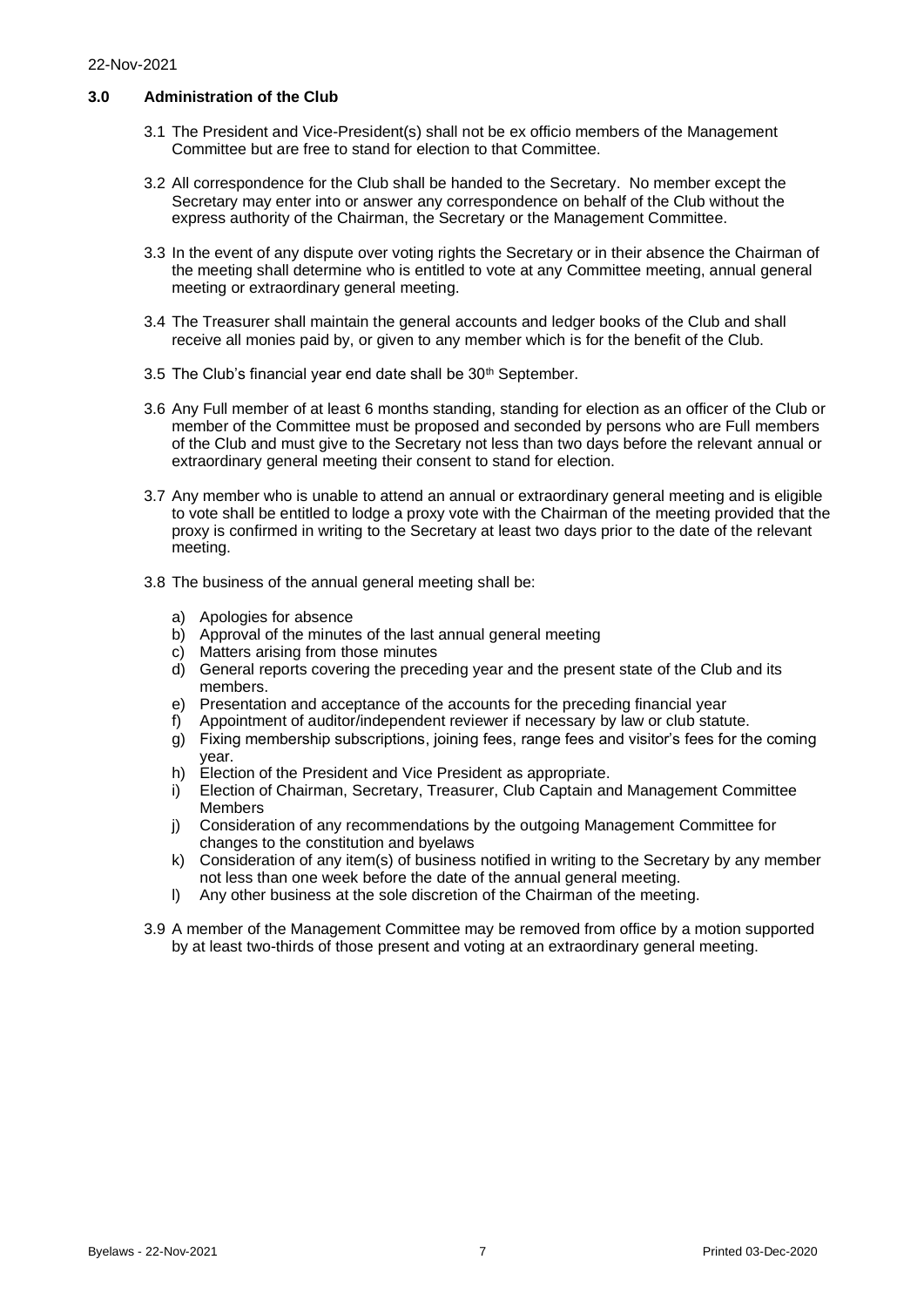## 3.0 Administration of the Club

3.1 The President and Vice-President(s) shall not be ex officio members of the Management Committee but are free to stand for election to that Committee.

3.2 All correspondence for the Club shall be handed to the Secretary. No member except the Secretary may enter into or answer any correspondence on behalf of the Club without the express authority of the Chairman, the Secretary or the Management Committee.

3.3 In the event of any dispute over voting rights the Secretary or in their absence the Chairman of the meeting shall determine who is entitled to vote at any Committee meeting, annual general meeting or extraordinary general meeting.

3.4 The Treasurer shall maintain the general accounts and ledger books of the Club and shall receive all monies paid by, or given to any member which is for the benefit of the Club.

3.5 The Club's financial year end date shall be 30th September.

3.6 Any Full member of at least 6 months standing, standing for election as an officer of the Club or member of the Committee must be proposed and seconded by persons who are Full members of the Club and must give to the Secretary not less than two days before the relevant annual or extraordinary general meeting their consent to stand for election.

3.7 Any member who is unable to attend an annual or extraordinary general meeting and is eligible to vote shall be entitled to lodge a proxy vote with the Chairman of the meeting provided that the proxy is confirmed in writing to the Secretary at least two days prior to the date of the relevant meeting.

3.8 The business of the annual general meeting shall be:

a) Apologies for absence
b) Approval of the minutes of the last annual general meeting
c) Matters arising from those minutes
d) General reports covering the preceding year and the present state of the Club and its members.
e) Presentation and acceptance of the accounts for the preceding financial year
f) Appointment of auditor/independent reviewer if necessary by law or club statute.
g) Fixing membership subscriptions, joining fees, range fees and visitor's fees for the coming year.
h) Election of the President and Vice President as appropriate.
i) Election of Chairman, Secretary, Treasurer, Club Captain and Management Committee Members
j) Consideration of any recommendations by the outgoing Management Committee for changes to the constitution and byelaws
k) Consideration of any item(s) of business notified in writing to the Secretary by any member not less than one week before the date of the annual general meeting.
l) Any other business at the sole discretion of the Chairman of the meeting.

3.9 A member of the Management Committee may be removed from office by a motion supported by at least two-thirds of those present and voting at an extraordinary general meeting.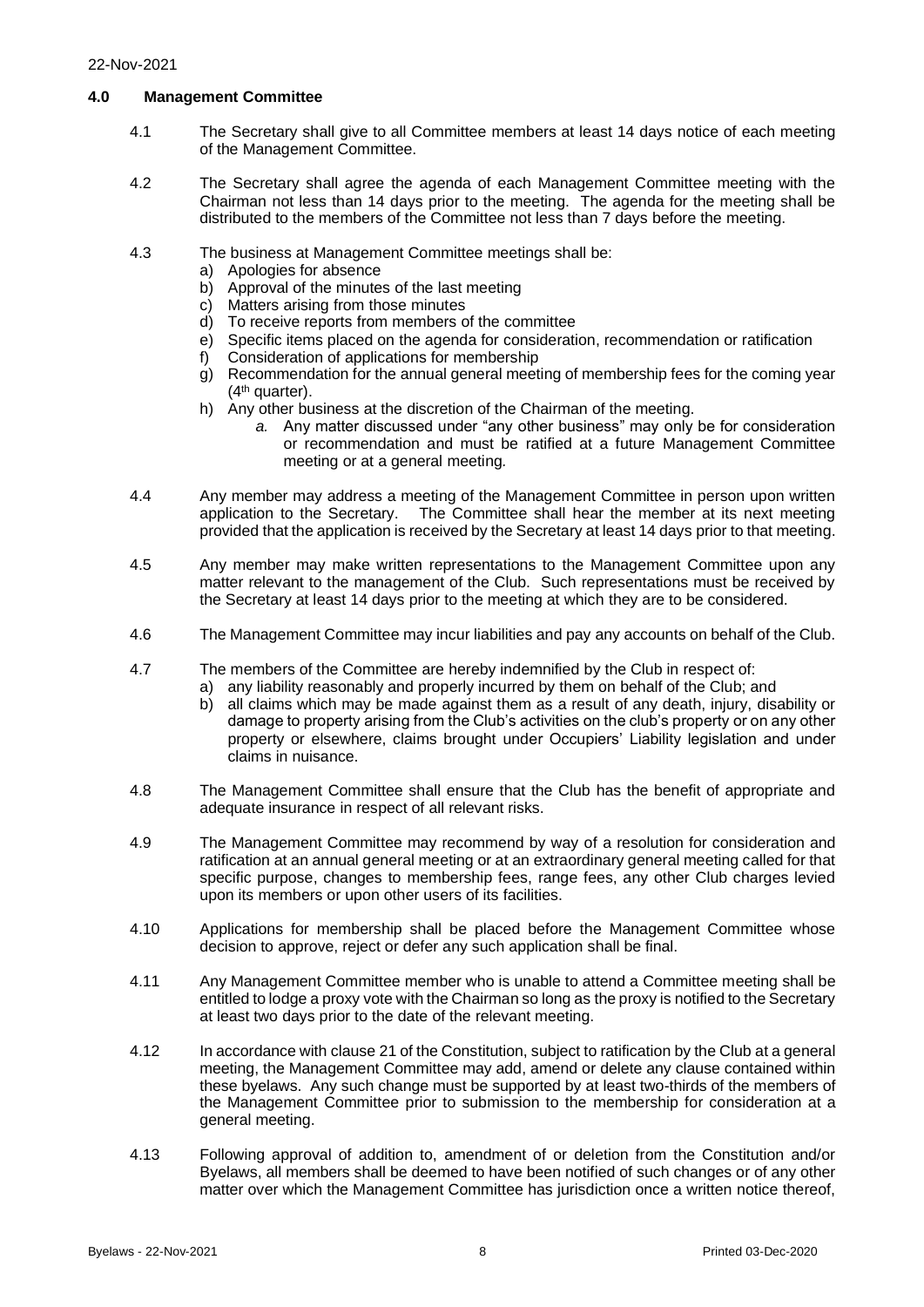## 4.0 Management Committee

4.1 The Secretary shall give to all Committee members at least 14 days notice of each meeting of the Management Committee.

4.2 The Secretary shall agree the agenda of each Management Committee meeting with the Chairman not less than 14 days prior to the meeting. The agenda for the meeting shall be distributed to the members of the Committee not less than 7 days before the meeting.

4.3 The business at Management Committee meetings shall be:

a) Apologies for absence
b) Approval of the minutes of the last meeting
c) Matters arising from those minutes
d) To receive reports from members of the committee
e) Specific items placed on the agenda for consideration, recommendation or ratification
f) Consideration of applications for membership
g) Recommendation for the annual general meeting of membership fees for the coming year (4th quarter).
h) Any other business at the discretion of the Chairman of the meeting.
   *a.* Any matter discussed under "any other business" may only be for consideration or recommendation and must be ratified at a future Management Committee meeting or at a general meeting.

4.4 Any member may address a meeting of the Management Committee in person upon written application to the Secretary. The Committee shall hear the member at its next meeting provided that the application is received by the Secretary at least 14 days prior to that meeting.

4.5 Any member may make written representations to the Management Committee upon any matter relevant to the management of the Club. Such representations must be received by the Secretary at least 14 days prior to the meeting at which they are to be considered.

4.6 The Management Committee may incur liabilities and pay any accounts on behalf of the Club.

4.7 The members of the Committee are hereby indemnified by the Club in respect of:

a) any liability reasonably and properly incurred by them on behalf of the Club; and
b) all claims which may be made against them as a result of any death, injury, disability or damage to property arising from the Club's activities on the club's property or on any other property or elsewhere, claims brought under Occupiers' Liability legislation and under claims in nuisance.

4.8 The Management Committee shall ensure that the Club has the benefit of appropriate and adequate insurance in respect of all relevant risks.

4.9 The Management Committee may recommend by way of a resolution for consideration and ratification at an annual general meeting or at an extraordinary general meeting called for that specific purpose, changes to membership fees, range fees, any other Club charges levied upon its members or upon other users of its facilities.

4.10 Applications for membership shall be placed before the Management Committee whose decision to approve, reject or defer any such application shall be final.

4.11 Any Management Committee member who is unable to attend a Committee meeting shall be entitled to lodge a proxy vote with the Chairman so long as the proxy is notified to the Secretary at least two days prior to the date of the relevant meeting.

4.12 In accordance with clause 21 of the Constitution, subject to ratification by the Club at a general meeting, the Management Committee may add, amend or delete any clause contained within these byelaws. Any such change must be supported by at least two-thirds of the members of the Management Committee prior to submission to the membership for consideration at a general meeting.

4.13 Following approval of addition to, amendment of or deletion from the Constitution and/or Byelaws, all members shall be deemed to have been notified of such changes or of any other matter over which the Management Committee has jurisdiction once a written notice thereof,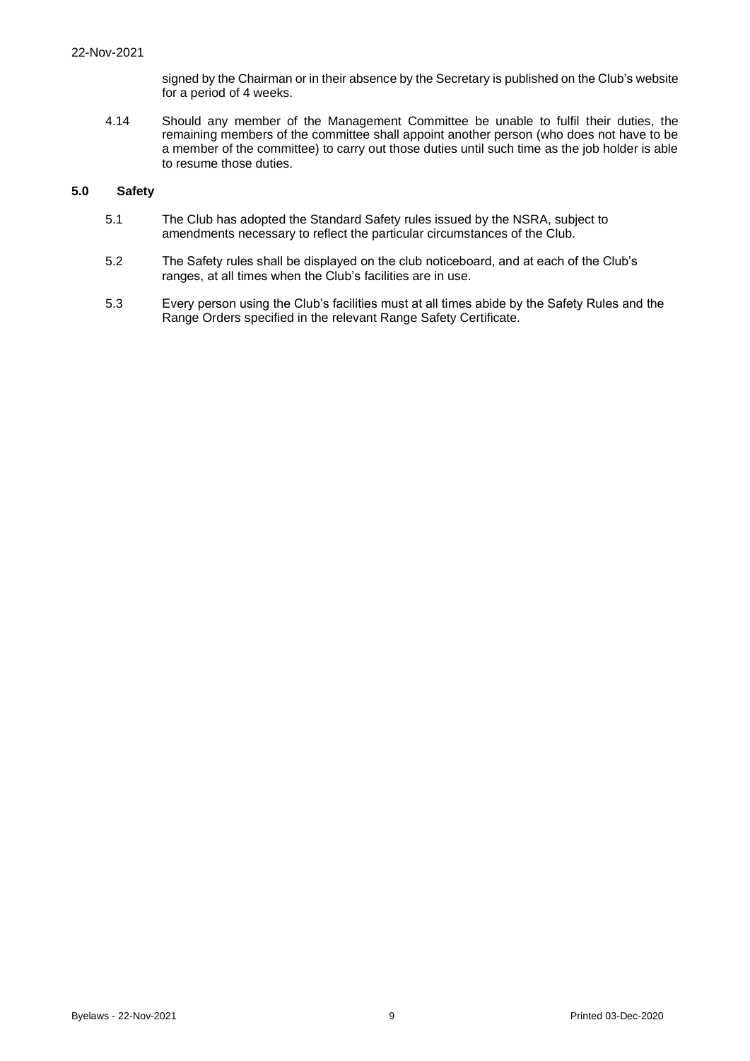signed by the Chairman or in their absence by the Secretary is published on the Club's website for a period of 4 weeks.

4.14 Should any member of the Management Committee be unable to fulfil their duties, the remaining members of the committee shall appoint another person (who does not have to be a member of the committee) to carry out those duties until such time as the job holder is able to resume those duties.

## 5.0 Safety

5.1 The Club has adopted the Standard Safety rules issued by the NSRA, subject to amendments necessary to reflect the particular circumstances of the Club.

5.2 The Safety rules shall be displayed on the club noticeboard, and at each of the Club's ranges, at all times when the Club's facilities are in use.

5.3 Every person using the Club's facilities must at all times abide by the Safety Rules and the Range Orders specified in the relevant Range Safety Certificate.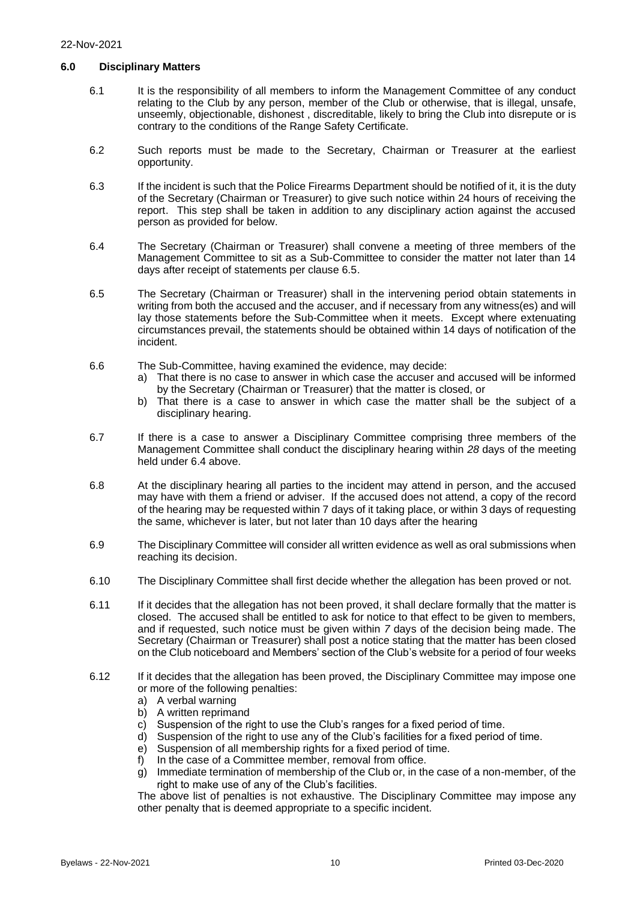## 6.0 Disciplinary Matters

6.1 It is the responsibility of all members to inform the Management Committee of any conduct relating to the Club by any person, member of the Club or otherwise, that is illegal, unsafe, unseemly, objectionable, dishonest , discreditable, likely to bring the Club into disrepute or is contrary to the conditions of the Range Safety Certificate.

6.2 Such reports must be made to the Secretary, Chairman or Treasurer at the earliest opportunity.

6.3 If the incident is such that the Police Firearms Department should be notified of it, it is the duty of the Secretary (Chairman or Treasurer) to give such notice within 24 hours of receiving the report. This step shall be taken in addition to any disciplinary action against the accused person as provided for below.

6.4 The Secretary (Chairman or Treasurer) shall convene a meeting of three members of the Management Committee to sit as a Sub-Committee to consider the matter not later than 14 days after receipt of statements per clause 6.5.

6.5 The Secretary (Chairman or Treasurer) shall in the intervening period obtain statements in writing from both the accused and the accuser, and if necessary from any witness(es) and will lay those statements before the Sub-Committee when it meets. Except where extenuating circumstances prevail, the statements should be obtained within 14 days of notification of the incident.

6.6 The Sub-Committee, having examined the evidence, may decide:

a) That there is no case to answer in which case the accuser and accused will be informed by the Secretary (Chairman or Treasurer) that the matter is closed, or
b) That there is a case to answer in which case the matter shall be the subject of a disciplinary hearing.

6.7 If there is a case to answer a Disciplinary Committee comprising three members of the Management Committee shall conduct the disciplinary hearing within *28* days of the meeting held under 6.4 above.

6.8 At the disciplinary hearing all parties to the incident may attend in person, and the accused may have with them a friend or adviser. If the accused does not attend, a copy of the record of the hearing may be requested within 7 days of it taking place, or within 3 days of requesting the same, whichever is later, but not later than 10 days after the hearing

6.9 The Disciplinary Committee will consider all written evidence as well as oral submissions when reaching its decision.

6.10 The Disciplinary Committee shall first decide whether the allegation has been proved or not.

6.11 If it decides that the allegation has not been proved, it shall declare formally that the matter is closed. The accused shall be entitled to ask for notice to that effect to be given to members, and if requested, such notice must be given within *7* days of the decision being made. The Secretary (Chairman or Treasurer) shall post a notice stating that the matter has been closed on the Club noticeboard and Members' section of the Club's website for a period of four weeks

6.12 If it decides that the allegation has been proved, the Disciplinary Committee may impose one or more of the following penalties:

a) A verbal warning
b) A written reprimand
c) Suspension of the right to use the Club's ranges for a fixed period of time.
d) Suspension of the right to use any of the Club's facilities for a fixed period of time.
e) Suspension of all membership rights for a fixed period of time.
f) In the case of a Committee member, removal from office.
g) Immediate termination of membership of the Club or, in the case of a non-member, of the right to make use of any of the Club's facilities.

The above list of penalties is not exhaustive. The Disciplinary Committee may impose any other penalty that is deemed appropriate to a specific incident.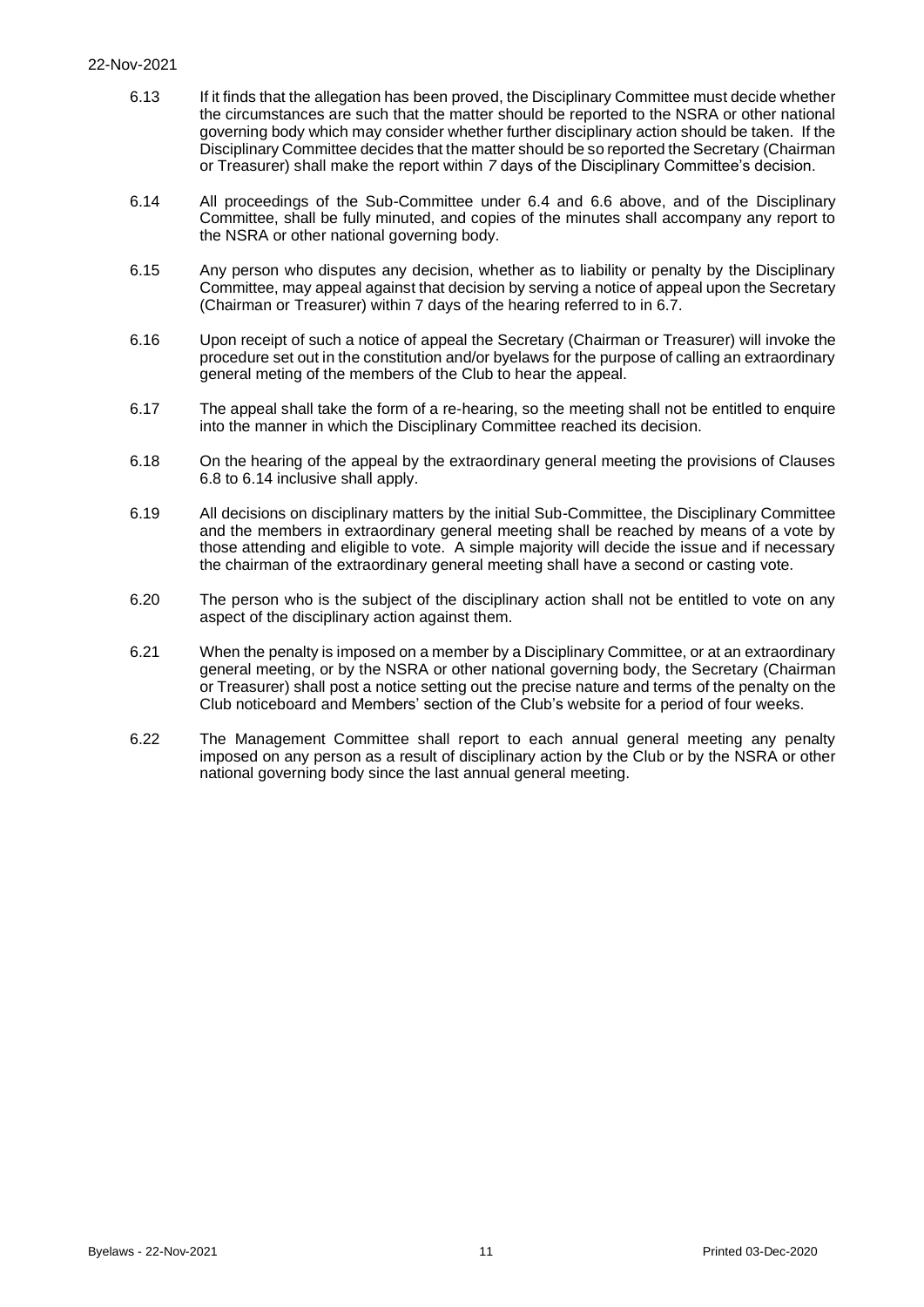6.13 If it finds that the allegation has been proved, the Disciplinary Committee must decide whether the circumstances are such that the matter should be reported to the NSRA or other national governing body which may consider whether further disciplinary action should be taken. If the Disciplinary Committee decides that the matter should be so reported the Secretary (Chairman or Treasurer) shall make the report within *7* days of the Disciplinary Committee's decision.

6.14 All proceedings of the Sub-Committee under 6.4 and 6.6 above, and of the Disciplinary Committee, shall be fully minuted, and copies of the minutes shall accompany any report to the NSRA or other national governing body.

6.15 Any person who disputes any decision, whether as to liability or penalty by the Disciplinary Committee, may appeal against that decision by serving a notice of appeal upon the Secretary (Chairman or Treasurer) within 7 days of the hearing referred to in 6.7.

6.16 Upon receipt of such a notice of appeal the Secretary (Chairman or Treasurer) will invoke the procedure set out in the constitution and/or byelaws for the purpose of calling an extraordinary general meting of the members of the Club to hear the appeal.

6.17 The appeal shall take the form of a re-hearing, so the meeting shall not be entitled to enquire into the manner in which the Disciplinary Committee reached its decision.

6.18 On the hearing of the appeal by the extraordinary general meeting the provisions of Clauses 6.8 to 6.14 inclusive shall apply.

6.19 All decisions on disciplinary matters by the initial Sub-Committee, the Disciplinary Committee and the members in extraordinary general meeting shall be reached by means of a vote by those attending and eligible to vote. A simple majority will decide the issue and if necessary the chairman of the extraordinary general meeting shall have a second or casting vote.

6.20 The person who is the subject of the disciplinary action shall not be entitled to vote on any aspect of the disciplinary action against them.

6.21 When the penalty is imposed on a member by a Disciplinary Committee, or at an extraordinary general meeting, or by the NSRA or other national governing body, the Secretary (Chairman or Treasurer) shall post a notice setting out the precise nature and terms of the penalty on the Club noticeboard and Members' section of the Club's website for a period of four weeks.

6.22 The Management Committee shall report to each annual general meeting any penalty imposed on any person as a result of disciplinary action by the Club or by the NSRA or other national governing body since the last annual general meeting.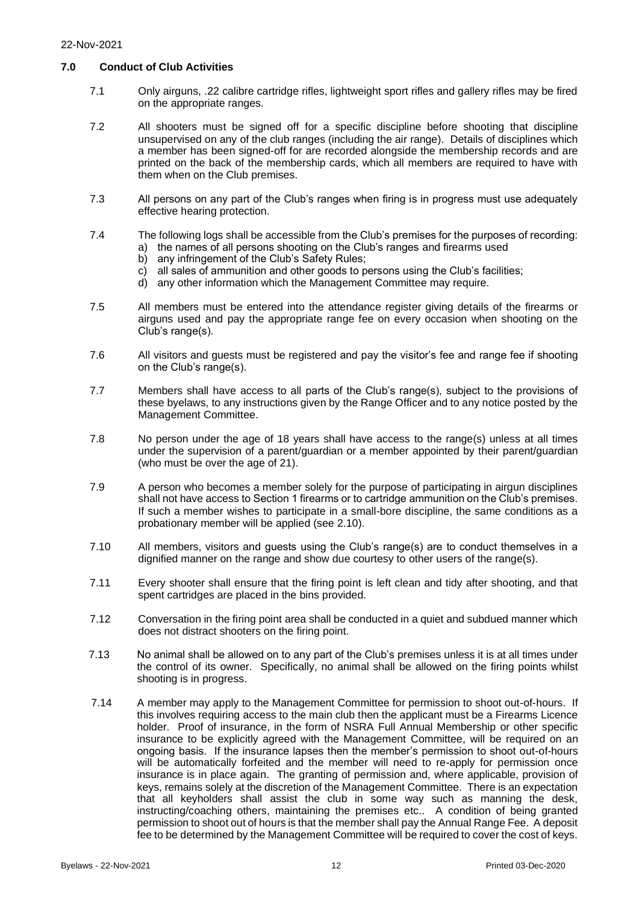## 7.0 Conduct of Club Activities

7.1 Only airguns, .22 calibre cartridge rifles, lightweight sport rifles and gallery rifles may be fired on the appropriate ranges.

7.2 All shooters must be signed off for a specific discipline before shooting that discipline unsupervised on any of the club ranges (including the air range). Details of disciplines which a member has been signed-off for are recorded alongside the membership records and are printed on the back of the membership cards, which all members are required to have with them when on the Club premises.

7.3 All persons on any part of the Club's ranges when firing is in progress must use adequately effective hearing protection.

7.4 The following logs shall be accessible from the Club's premises for the purposes of recording:

a) the names of all persons shooting on the Club's ranges and firearms used
b) any infringement of the Club's Safety Rules;
c) all sales of ammunition and other goods to persons using the Club's facilities;
d) any other information which the Management Committee may require.

7.5 All members must be entered into the attendance register giving details of the firearms or airguns used and pay the appropriate range fee on every occasion when shooting on the Club's range(s).

7.6 All visitors and guests must be registered and pay the visitor's fee and range fee if shooting on the Club's range(s).

7.7 Members shall have access to all parts of the Club's range(s), subject to the provisions of these byelaws, to any instructions given by the Range Officer and to any notice posted by the Management Committee.

7.8 No person under the age of 18 years shall have access to the range(s) unless at all times under the supervision of a parent/guardian or a member appointed by their parent/guardian (who must be over the age of 21).

7.9 A person who becomes a member solely for the purpose of participating in airgun disciplines shall not have access to Section 1 firearms or to cartridge ammunition on the Club's premises. If such a member wishes to participate in a small-bore discipline, the same conditions as a probationary member will be applied (see 2.10).

7.10 All members, visitors and guests using the Club's range(s) are to conduct themselves in a dignified manner on the range and show due courtesy to other users of the range(s).

7.11 Every shooter shall ensure that the firing point is left clean and tidy after shooting, and that spent cartridges are placed in the bins provided.

7.12 Conversation in the firing point area shall be conducted in a quiet and subdued manner which does not distract shooters on the firing point.

7.13 No animal shall be allowed on to any part of the Club's premises unless it is at all times under the control of its owner. Specifically, no animal shall be allowed on the firing points whilst shooting is in progress.

7.14 A member may apply to the Management Committee for permission to shoot out-of-hours. If this involves requiring access to the main club then the applicant must be a Firearms Licence holder. Proof of insurance, in the form of NSRA Full Annual Membership or other specific insurance to be explicitly agreed with the Management Committee, will be required on an ongoing basis. If the insurance lapses then the member's permission to shoot out-of-hours will be automatically forfeited and the member will need to re-apply for permission once insurance is in place again. The granting of permission and, where applicable, provision of keys, remains solely at the discretion of the Management Committee. There is an expectation that all keyholders shall assist the club in some way such as manning the desk, instructing/coaching others, maintaining the premises etc.. A condition of being granted permission to shoot out of hours is that the member shall pay the Annual Range Fee. A deposit fee to be determined by the Management Committee will be required to cover the cost of keys.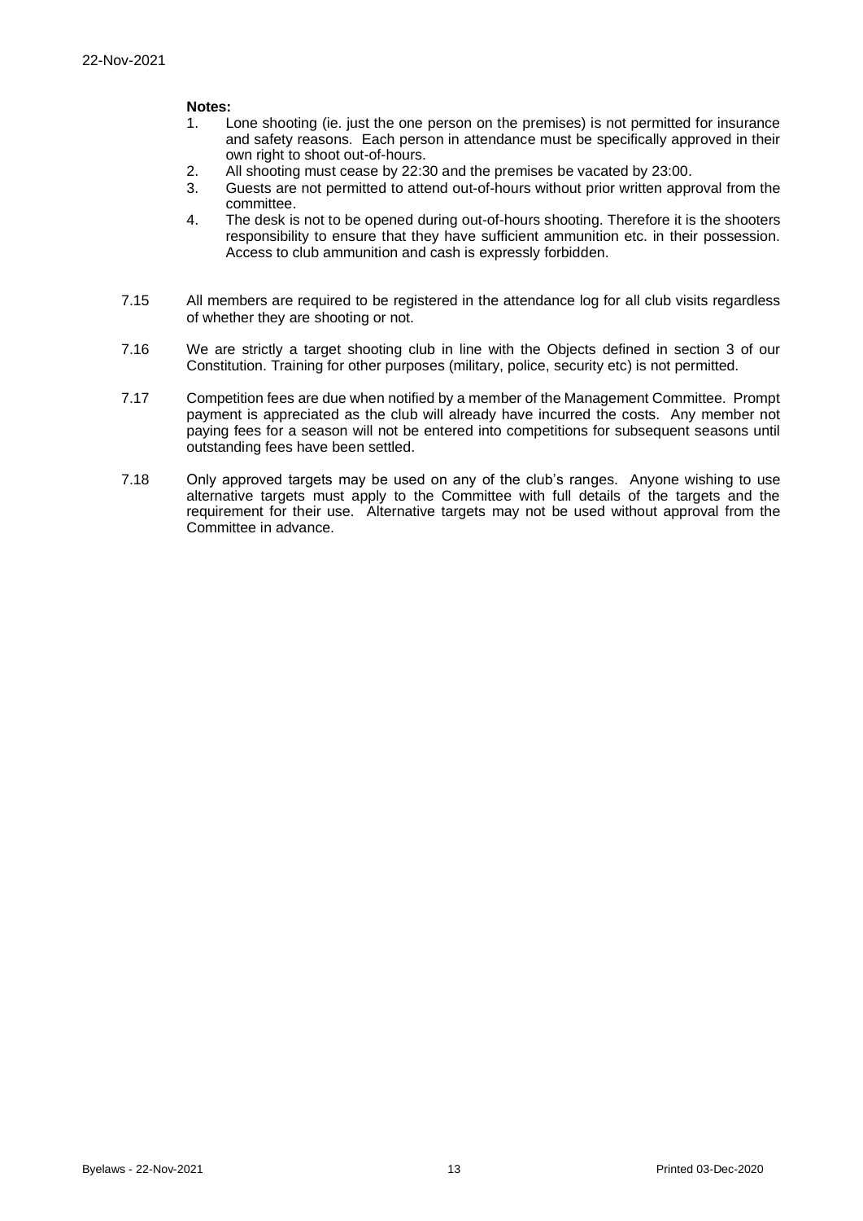**Notes:**

1. Lone shooting (ie. just the one person on the premises) is not permitted for insurance and safety reasons. Each person in attendance must be specifically approved in their own right to shoot out-of-hours.
2. All shooting must cease by 22:30 and the premises be vacated by 23:00.
3. Guests are not permitted to attend out-of-hours without prior written approval from the committee.
4. The desk is not to be opened during out-of-hours shooting. Therefore it is the shooters responsibility to ensure that they have sufficient ammunition etc. in their possession. Access to club ammunition and cash is expressly forbidden.

7.15 All members are required to be registered in the attendance log for all club visits regardless of whether they are shooting or not.

7.16 We are strictly a target shooting club in line with the Objects defined in section 3 of our Constitution. Training for other purposes (military, police, security etc) is not permitted.

7.17 Competition fees are due when notified by a member of the Management Committee. Prompt payment is appreciated as the club will already have incurred the costs. Any member not paying fees for a season will not be entered into competitions for subsequent seasons until outstanding fees have been settled.

7.18 Only approved targets may be used on any of the club's ranges. Anyone wishing to use alternative targets must apply to the Committee with full details of the targets and the requirement for their use. Alternative targets may not be used without approval from the Committee in advance.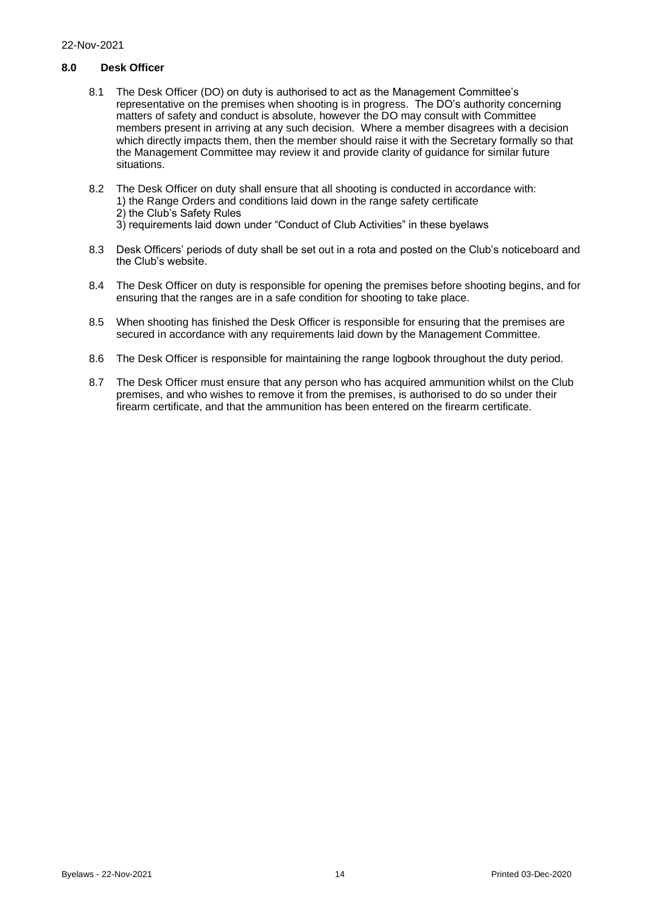## 8.0 Desk Officer

8.1 The Desk Officer (DO) on duty is authorised to act as the Management Committee's representative on the premises when shooting is in progress. The DO's authority concerning matters of safety and conduct is absolute, however the DO may consult with Committee members present in arriving at any such decision. Where a member disagrees with a decision which directly impacts them, then the member should raise it with the Secretary formally so that the Management Committee may review it and provide clarity of guidance for similar future situations.

8.2 The Desk Officer on duty shall ensure that all shooting is conducted in accordance with:
1) the Range Orders and conditions laid down in the range safety certificate
2) the Club's Safety Rules
3) requirements laid down under "Conduct of Club Activities" in these byelaws

8.3 Desk Officers' periods of duty shall be set out in a rota and posted on the Club's noticeboard and the Club's website.

8.4 The Desk Officer on duty is responsible for opening the premises before shooting begins, and for ensuring that the ranges are in a safe condition for shooting to take place.

8.5 When shooting has finished the Desk Officer is responsible for ensuring that the premises are secured in accordance with any requirements laid down by the Management Committee.

8.6 The Desk Officer is responsible for maintaining the range logbook throughout the duty period.

8.7 The Desk Officer must ensure that any person who has acquired ammunition whilst on the Club premises, and who wishes to remove it from the premises, is authorised to do so under their firearm certificate, and that the ammunition has been entered on the firearm certificate.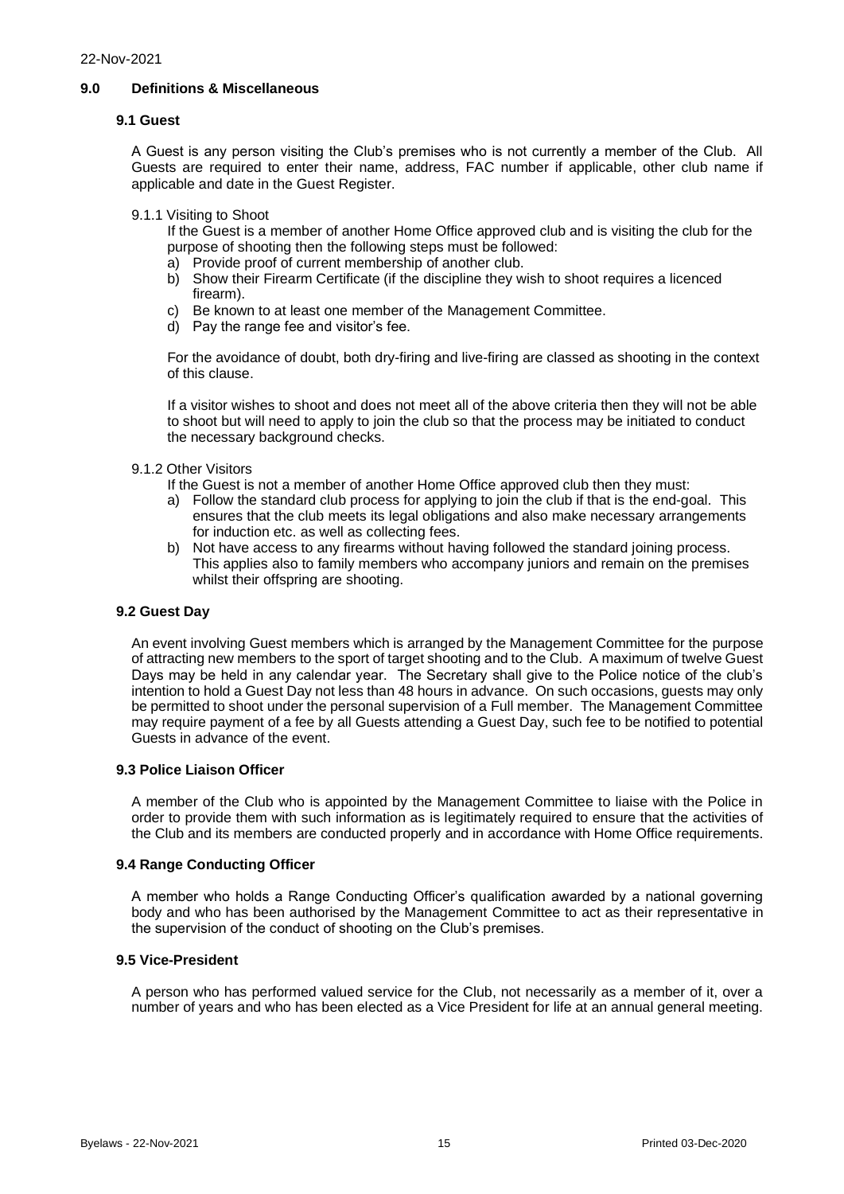## 9.0 Definitions & Miscellaneous

### 9.1 Guest

A Guest is any person visiting the Club's premises who is not currently a member of the Club. All Guests are required to enter their name, address, FAC number if applicable, other club name if applicable and date in the Guest Register.

9.1.1 Visiting to Shoot

If the Guest is a member of another Home Office approved club and is visiting the club for the purpose of shooting then the following steps must be followed:

a) Provide proof of current membership of another club.
b) Show their Firearm Certificate (if the discipline they wish to shoot requires a licenced firearm).
c) Be known to at least one member of the Management Committee.
d) Pay the range fee and visitor's fee.

For the avoidance of doubt, both dry-firing and live-firing are classed as shooting in the context of this clause.

If a visitor wishes to shoot and does not meet all of the above criteria then they will not be able to shoot but will need to apply to join the club so that the process may be initiated to conduct the necessary background checks.

9.1.2 Other Visitors

If the Guest is not a member of another Home Office approved club then they must:

a) Follow the standard club process for applying to join the club if that is the end-goal. This ensures that the club meets its legal obligations and also make necessary arrangements for induction etc. as well as collecting fees.
b) Not have access to any firearms without having followed the standard joining process. This applies also to family members who accompany juniors and remain on the premises whilst their offspring are shooting.

### 9.2 Guest Day

An event involving Guest members which is arranged by the Management Committee for the purpose of attracting new members to the sport of target shooting and to the Club. A maximum of twelve Guest Days may be held in any calendar year. The Secretary shall give to the Police notice of the club's intention to hold a Guest Day not less than 48 hours in advance. On such occasions, guests may only be permitted to shoot under the personal supervision of a Full member. The Management Committee may require payment of a fee by all Guests attending a Guest Day, such fee to be notified to potential Guests in advance of the event.

### 9.3 Police Liaison Officer

A member of the Club who is appointed by the Management Committee to liaise with the Police in order to provide them with such information as is legitimately required to ensure that the activities of the Club and its members are conducted properly and in accordance with Home Office requirements.

### 9.4 Range Conducting Officer

A member who holds a Range Conducting Officer's qualification awarded by a national governing body and who has been authorised by the Management Committee to act as their representative in the supervision of the conduct of shooting on the Club's premises.

### 9.5 Vice-President

A person who has performed valued service for the Club, not necessarily as a member of it, over a number of years and who has been elected as a Vice President for life at an annual general meeting.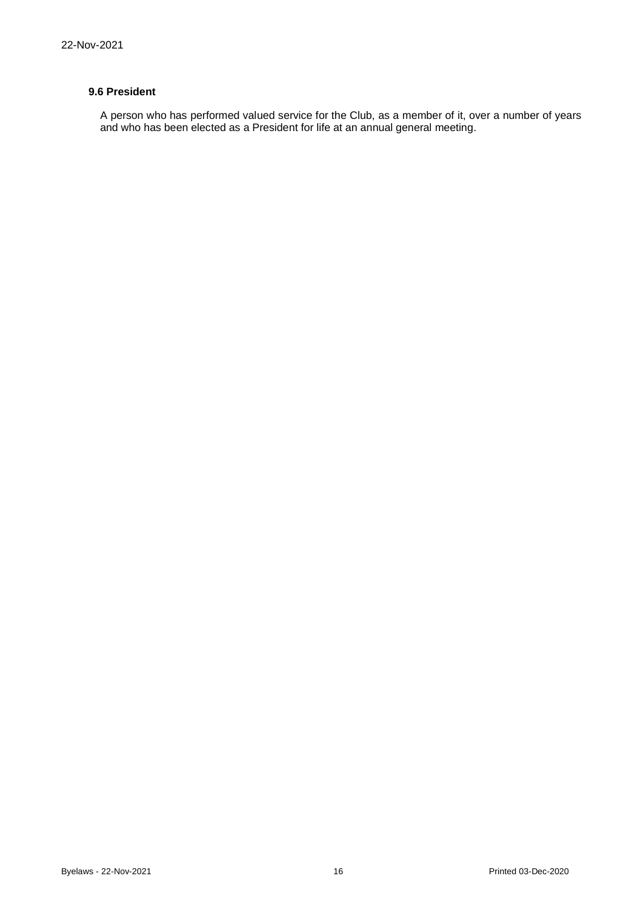### 9.6 President

A person who has performed valued service for the Club, as a member of it, over a number of years and who has been elected as a President for life at an annual general meeting.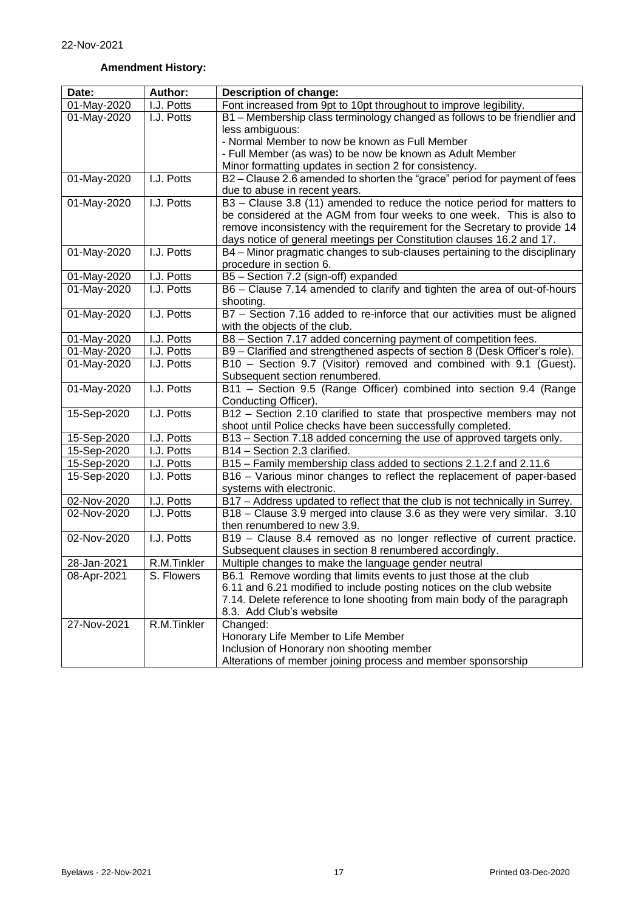22-Nov-2021

**Amendment History:**

| Date: | Author: | Description of change: |
|---|---|---|
| 01-May-2020 | I.J. Potts | Font increased from 9pt to 10pt throughout to improve legibility. |
| 01-May-2020 | I.J. Potts | B1 – Membership class terminology changed as follows to be friendlier and less ambiguous:<br>- Normal Member to now be known as Full Member<br>- Full Member (as was) to be now be known as Adult Member<br>Minor formatting updates in section 2 for consistency. |
| 01-May-2020 | I.J. Potts | B2 – Clause 2.6 amended to shorten the "grace" period for payment of fees due to abuse in recent years. |
| 01-May-2020 | I.J. Potts | B3 – Clause 3.8 (11) amended to reduce the notice period for matters to be considered at the AGM from four weeks to one week. This is also to remove inconsistency with the requirement for the Secretary to provide 14 days notice of general meetings per Constitution clauses 16.2 and 17. |
| 01-May-2020 | I.J. Potts | B4 – Minor pragmatic changes to sub-clauses pertaining to the disciplinary procedure in section 6. |
| 01-May-2020 | I.J. Potts | B5 – Section 7.2 (sign-off) expanded |
| 01-May-2020 | I.J. Potts | B6 – Clause 7.14 amended to clarify and tighten the area of out-of-hours shooting. |
| 01-May-2020 | I.J. Potts | B7 – Section 7.16 added to re-inforce that our activities must be aligned with the objects of the club. |
| 01-May-2020 | I.J. Potts | B8 – Section 7.17 added concerning payment of competition fees. |
| 01-May-2020 | I.J. Potts | B9 – Clarified and strengthened aspects of section 8 (Desk Officer's role). |
| 01-May-2020 | I.J. Potts | B10 – Section 9.7 (Visitor) removed and combined with 9.1 (Guest). Subsequent section renumbered. |
| 01-May-2020 | I.J. Potts | B11 – Section 9.5 (Range Officer) combined into section 9.4 (Range Conducting Officer). |
| 15-Sep-2020 | I.J. Potts | B12 – Section 2.10 clarified to state that prospective members may not shoot until Police checks have been successfully completed. |
| 15-Sep-2020 | I.J. Potts | B13 – Section 7.18 added concerning the use of approved targets only. |
| 15-Sep-2020 | I.J. Potts | B14 – Section 2.3 clarified. |
| 15-Sep-2020 | I.J. Potts | B15 – Family membership class added to sections 2.1.2.f and 2.11.6 |
| 15-Sep-2020 | I.J. Potts | B16 – Various minor changes to reflect the replacement of paper-based systems with electronic. |
| 02-Nov-2020 | I.J. Potts | B17 – Address updated to reflect that the club is not technically in Surrey. |
| 02-Nov-2020 | I.J. Potts | B18 – Clause 3.9 merged into clause 3.6 as they were very similar. 3.10 then renumbered to new 3.9. |
| 02-Nov-2020 | I.J. Potts | B19 – Clause 8.4 removed as no longer reflective of current practice. Subsequent clauses in section 8 renumbered accordingly. |
| 28-Jan-2021 | R.M.Tinkler | Multiple changes to make the language gender neutral |
| 08-Apr-2021 | S. Flowers | B6.1 Remove wording that limits events to just those at the club<br>6.11 and 6.21 modified to include posting notices on the club website<br>7.14. Delete reference to lone shooting from main body of the paragraph<br>8.3. Add Club's website |
| 27-Nov-2021 | R.M.Tinkler | Changed:<br>Honorary Life Member to Life Member<br>Inclusion of Honorary non shooting member<br>Alterations of member joining process and member sponsorship |